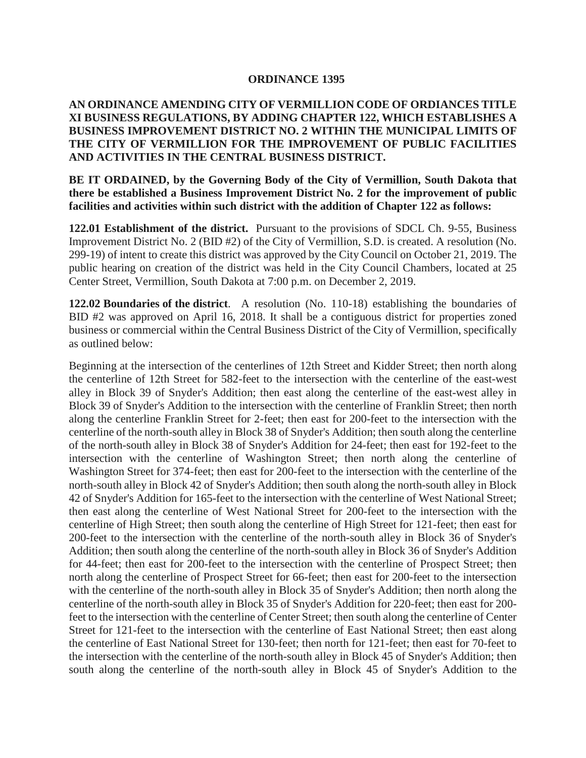# ORDINANCE 1395

**AN ORDINANCE AMENDING CITY OF VERMILLION CODE OF ORDIANCES TITLE XI BUSINESS REGULATIONS, BY ADDING CHAPTER 122, WHICH ESTABLISHES A BUSINESS IMPROVEMENT DISTRICT NO. 2 WITHIN THE MUNICIPAL LIMITS OF THE CITY OF VERMILLION FOR THE IMPROVEMENT OF PUBLIC FACILITIES AND ACTIVITIES IN THE CENTRAL BUSINESS DISTRICT.**

**BE IT ORDAINED, by the Governing Body of the City of Vermillion, South Dakota that there be established a Business Improvement District No. 2 for the improvement of public facilities and activities within such district with the addition of Chapter 122 as follows:**

**122.01 Establishment of the district.** Pursuant to the provisions of SDCL Ch. 9-55, Business Improvement District No. 2 (BID #2) of the City of Vermillion, S.D. is created. A resolution (No. 299-19) of intent to create this district was approved by the City Council on October 21, 2019. The public hearing on creation of the district was held in the City Council Chambers, located at 25 Center Street, Vermillion, South Dakota at 7:00 p.m. on December 2, 2019.

**122.02 Boundaries of the district**. A resolution (No. 110-18) establishing the boundaries of BID #2 was approved on April 16, 2018. It shall be a contiguous district for properties zoned business or commercial within the Central Business District of the City of Vermillion, specifically as outlined below:

Beginning at the intersection of the centerlines of 12th Street and Kidder Street; then north along the centerline of 12th Street for 582-feet to the intersection with the centerline of the east-west alley in Block 39 of Snyder's Addition; then east along the centerline of the east-west alley in Block 39 of Snyder's Addition to the intersection with the centerline of Franklin Street; then north along the centerline Franklin Street for 2-feet; then east for 200-feet to the intersection with the centerline of the north-south alley in Block 38 of Snyder's Addition; then south along the centerline of the north-south alley in Block 38 of Snyder's Addition for 24-feet; then east for 192-feet to the intersection with the centerline of Washington Street; then north along the centerline of Washington Street for 374-feet; then east for 200-feet to the intersection with the centerline of the north-south alley in Block 42 of Snyder's Addition; then south along the north-south alley in Block 42 of Snyder's Addition for 165-feet to the intersection with the centerline of West National Street; then east along the centerline of West National Street for 200-feet to the intersection with the centerline of High Street; then south along the centerline of High Street for 121-feet; then east for 200-feet to the intersection with the centerline of the north-south alley in Block 36 of Snyder's Addition; then south along the centerline of the north-south alley in Block 36 of Snyder's Addition for 44-feet; then east for 200-feet to the intersection with the centerline of Prospect Street; then north along the centerline of Prospect Street for 66-feet; then east for 200-feet to the intersection with the centerline of the north-south alley in Block 35 of Snyder's Addition; then north along the centerline of the north-south alley in Block 35 of Snyder's Addition for 220-feet; then east for 200-feet to the intersection with the centerline of Center Street; then south along the centerline of Center Street for 121-feet to the intersection with the centerline of East National Street; then east along the centerline of East National Street for 130-feet; then north for 121-feet; then east for 70-feet to the intersection with the centerline of the north-south alley in Block 45 of Snyder's Addition; then south along the centerline of the north-south alley in Block 45 of Snyder's Addition to the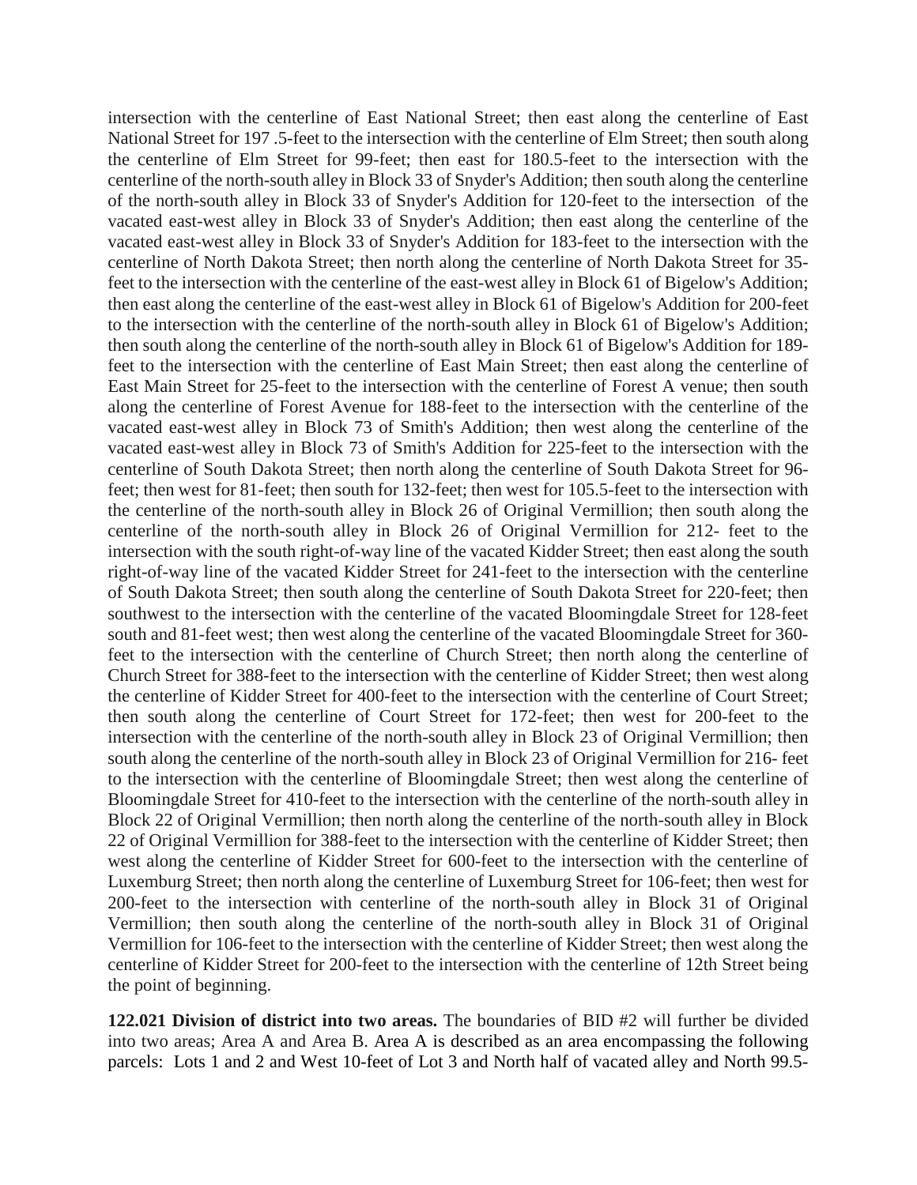intersection with the centerline of East National Street; then east along the centerline of East National Street for 197 .5-feet to the intersection with the centerline of Elm Street; then south along the centerline of Elm Street for 99-feet; then east for 180.5-feet to the intersection with the centerline of the north-south alley in Block 33 of Snyder's Addition; then south along the centerline of the north-south alley in Block 33 of Snyder's Addition for 120-feet to the intersection of the vacated east-west alley in Block 33 of Snyder's Addition; then east along the centerline of the vacated east-west alley in Block 33 of Snyder's Addition for 183-feet to the intersection with the centerline of North Dakota Street; then north along the centerline of North Dakota Street for 35-feet to the intersection with the centerline of the east-west alley in Block 61 of Bigelow's Addition; then east along the centerline of the east-west alley in Block 61 of Bigelow's Addition for 200-feet to the intersection with the centerline of the north-south alley in Block 61 of Bigelow's Addition; then south along the centerline of the north-south alley in Block 61 of Bigelow's Addition for 189-feet to the intersection with the centerline of East Main Street; then east along the centerline of East Main Street for 25-feet to the intersection with the centerline of Forest A venue; then south along the centerline of Forest Avenue for 188-feet to the intersection with the centerline of the vacated east-west alley in Block 73 of Smith's Addition; then west along the centerline of the vacated east-west alley in Block 73 of Smith's Addition for 225-feet to the intersection with the centerline of South Dakota Street; then north along the centerline of South Dakota Street for 96-feet; then west for 81-feet; then south for 132-feet; then west for 105.5-feet to the intersection with the centerline of the north-south alley in Block 26 of Original Vermillion; then south along the centerline of the north-south alley in Block 26 of Original Vermillion for 212- feet to the intersection with the south right-of-way line of the vacated Kidder Street; then east along the south right-of-way line of the vacated Kidder Street for 241-feet to the intersection with the centerline of South Dakota Street; then south along the centerline of South Dakota Street for 220-feet; then southwest to the intersection with the centerline of the vacated Bloomingdale Street for 128-feet south and 81-feet west; then west along the centerline of the vacated Bloomingdale Street for 360-feet to the intersection with the centerline of Church Street; then north along the centerline of Church Street for 388-feet to the intersection with the centerline of Kidder Street; then west along the centerline of Kidder Street for 400-feet to the intersection with the centerline of Court Street; then south along the centerline of Court Street for 172-feet; then west for 200-feet to the intersection with the centerline of the north-south alley in Block 23 of Original Vermillion; then south along the centerline of the north-south alley in Block 23 of Original Vermillion for 216- feet to the intersection with the centerline of Bloomingdale Street; then west along the centerline of Bloomingdale Street for 410-feet to the intersection with the centerline of the north-south alley in Block 22 of Original Vermillion; then north along the centerline of the north-south alley in Block 22 of Original Vermillion for 388-feet to the intersection with the centerline of Kidder Street; then west along the centerline of Kidder Street for 600-feet to the intersection with the centerline of Luxemburg Street; then north along the centerline of Luxemburg Street for 106-feet; then west for 200-feet to the intersection with centerline of the north-south alley in Block 31 of Original Vermillion; then south along the centerline of the north-south alley in Block 31 of Original Vermillion for 106-feet to the intersection with the centerline of Kidder Street; then west along the centerline of Kidder Street for 200-feet to the intersection with the centerline of 12th Street being the point of beginning.

**122.021 Division of district into two areas.** The boundaries of BID #2 will further be divided into two areas; Area A and Area B. Area A is described as an area encompassing the following parcels: Lots 1 and 2 and West 10-feet of Lot 3 and North half of vacated alley and North 99.5-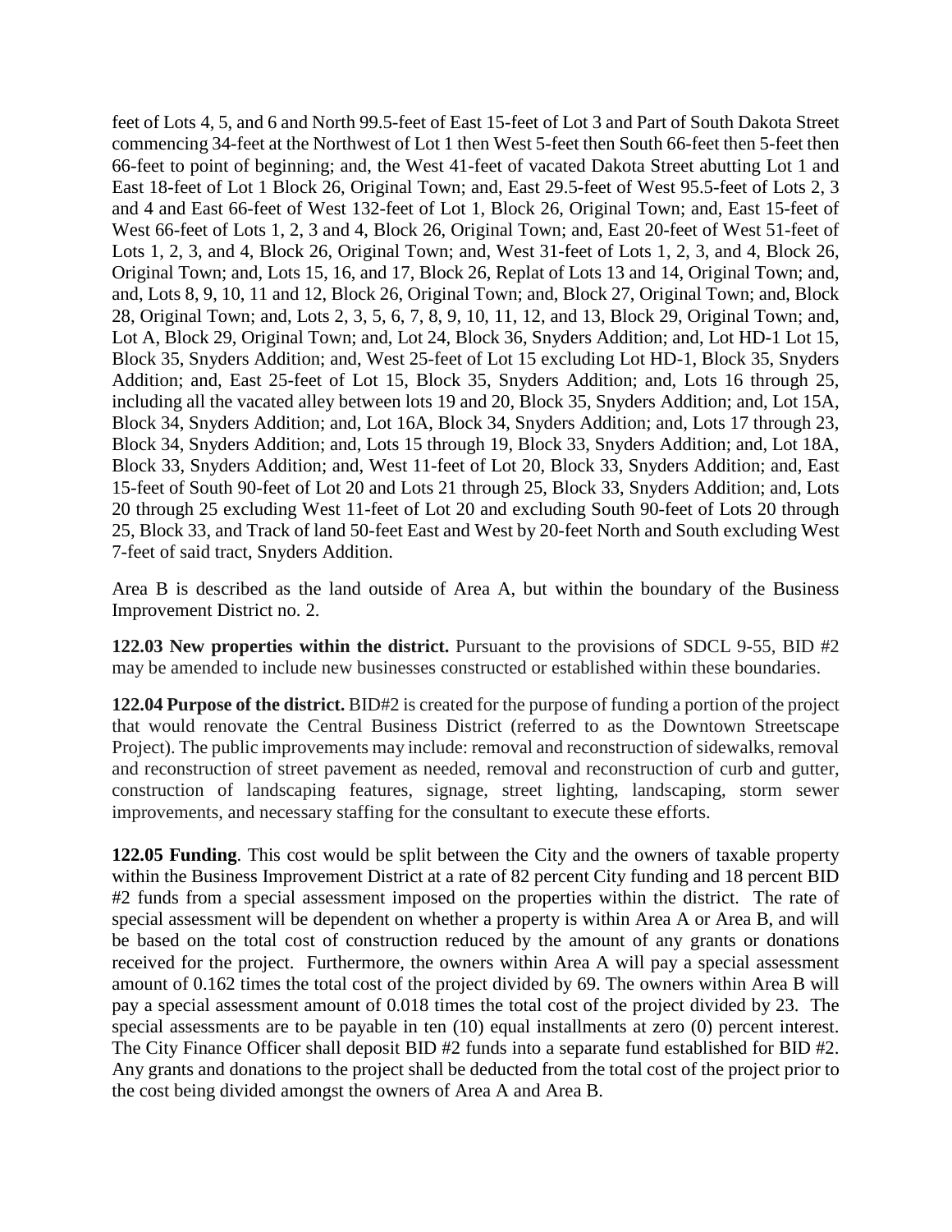feet of Lots 4, 5, and 6 and North 99.5-feet of East 15-feet of Lot 3 and Part of South Dakota Street commencing 34-feet at the Northwest of Lot 1 then West 5-feet then South 66-feet then 5-feet then 66-feet to point of beginning; and, the West 41-feet of vacated Dakota Street abutting Lot 1 and East 18-feet of Lot 1 Block 26, Original Town; and, East 29.5-feet of West 95.5-feet of Lots 2, 3 and 4 and East 66-feet of West 132-feet of Lot 1, Block 26, Original Town; and, East 15-feet of West 66-feet of Lots 1, 2, 3 and 4, Block 26, Original Town; and, East 20-feet of West 51-feet of Lots 1, 2, 3, and 4, Block 26, Original Town; and, West 31-feet of Lots 1, 2, 3, and 4, Block 26, Original Town; and, Lots 15, 16, and 17, Block 26, Replat of Lots 13 and 14, Original Town; and, and, Lots 8, 9, 10, 11 and 12, Block 26, Original Town; and, Block 27, Original Town; and, Block 28, Original Town; and, Lots 2, 3, 5, 6, 7, 8, 9, 10, 11, 12, and 13, Block 29, Original Town; and, Lot A, Block 29, Original Town; and, Lot 24, Block 36, Snyders Addition; and, Lot HD-1 Lot 15, Block 35, Snyders Addition; and, West 25-feet of Lot 15 excluding Lot HD-1, Block 35, Snyders Addition; and, East 25-feet of Lot 15, Block 35, Snyders Addition; and, Lots 16 through 25, including all the vacated alley between lots 19 and 20, Block 35, Snyders Addition; and, Lot 15A, Block 34, Snyders Addition; and, Lot 16A, Block 34, Snyders Addition; and, Lots 17 through 23, Block 34, Snyders Addition; and, Lots 15 through 19, Block 33, Snyders Addition; and, Lot 18A, Block 33, Snyders Addition; and, West 11-feet of Lot 20, Block 33, Snyders Addition; and, East 15-feet of South 90-feet of Lot 20 and Lots 21 through 25, Block 33, Snyders Addition; and, Lots 20 through 25 excluding West 11-feet of Lot 20 and excluding South 90-feet of Lots 20 through 25, Block 33, and Track of land 50-feet East and West by 20-feet North and South excluding West 7-feet of said tract, Snyders Addition.

Area B is described as the land outside of Area A, but within the boundary of the Business Improvement District no. 2.

**122.03 New properties within the district.** Pursuant to the provisions of SDCL 9-55, BID #2 may be amended to include new businesses constructed or established within these boundaries.

**122.04 Purpose of the district.** BID#2 is created for the purpose of funding a portion of the project that would renovate the Central Business District (referred to as the Downtown Streetscape Project). The public improvements may include: removal and reconstruction of sidewalks, removal and reconstruction of street pavement as needed, removal and reconstruction of curb and gutter, construction of landscaping features, signage, street lighting, landscaping, storm sewer improvements, and necessary staffing for the consultant to execute these efforts.

**122.05 Funding**. This cost would be split between the City and the owners of taxable property within the Business Improvement District at a rate of 82 percent City funding and 18 percent BID #2 funds from a special assessment imposed on the properties within the district. The rate of special assessment will be dependent on whether a property is within Area A or Area B, and will be based on the total cost of construction reduced by the amount of any grants or donations received for the project. Furthermore, the owners within Area A will pay a special assessment amount of 0.162 times the total cost of the project divided by 69. The owners within Area B will pay a special assessment amount of 0.018 times the total cost of the project divided by 23. The special assessments are to be payable in ten (10) equal installments at zero (0) percent interest. The City Finance Officer shall deposit BID #2 funds into a separate fund established for BID #2. Any grants and donations to the project shall be deducted from the total cost of the project prior to the cost being divided amongst the owners of Area A and Area B.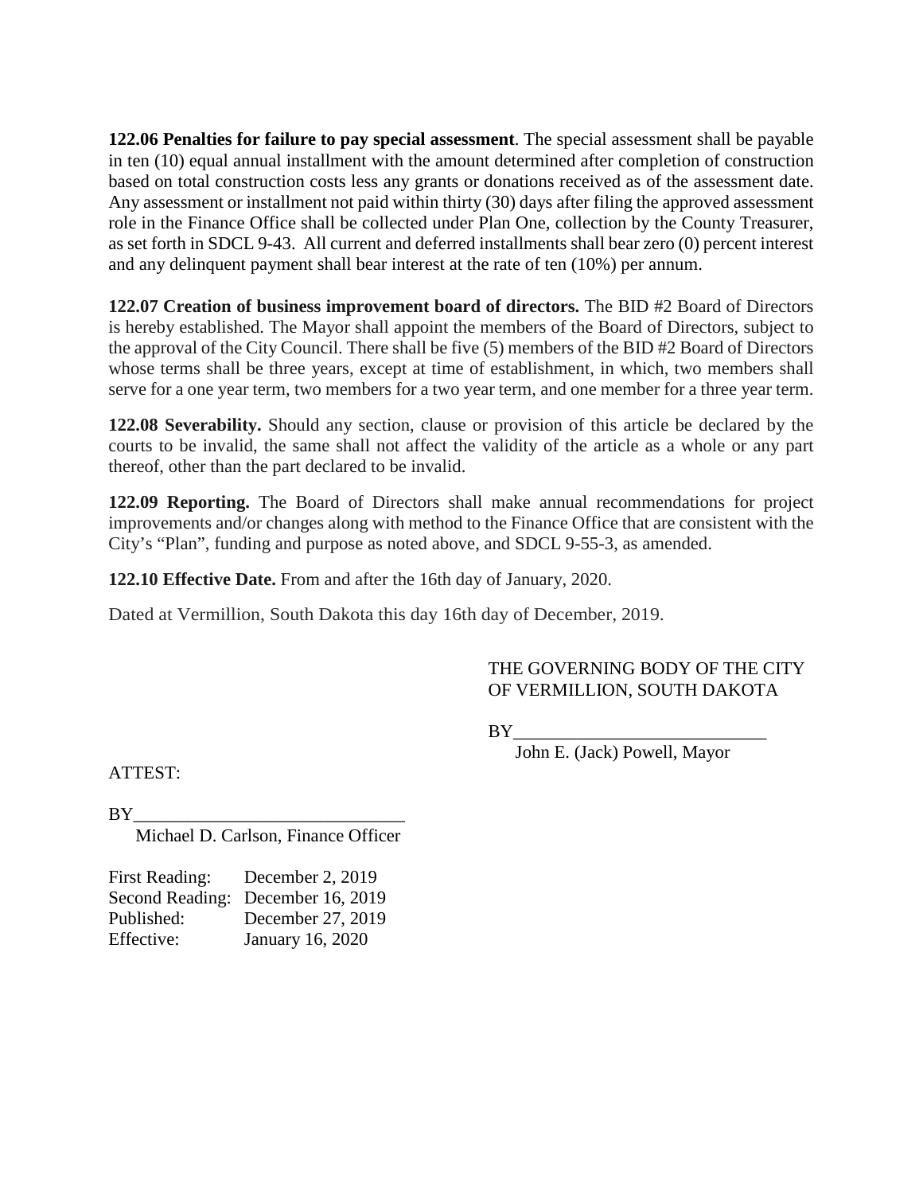**122.06 Penalties for failure to pay special assessment**. The special assessment shall be payable in ten (10) equal annual installment with the amount determined after completion of construction based on total construction costs less any grants or donations received as of the assessment date. Any assessment or installment not paid within thirty (30) days after filing the approved assessment role in the Finance Office shall be collected under Plan One, collection by the County Treasurer, as set forth in SDCL 9-43. All current and deferred installments shall bear zero (0) percent interest and any delinquent payment shall bear interest at the rate of ten (10%) per annum.

**122.07 Creation of business improvement board of directors.** The BID #2 Board of Directors is hereby established. The Mayor shall appoint the members of the Board of Directors, subject to the approval of the City Council. There shall be five (5) members of the BID #2 Board of Directors whose terms shall be three years, except at time of establishment, in which, two members shall serve for a one year term, two members for a two year term, and one member for a three year term.

**122.08 Severability.** Should any section, clause or provision of this article be declared by the courts to be invalid, the same shall not affect the validity of the article as a whole or any part thereof, other than the part declared to be invalid.

**122.09 Reporting.** The Board of Directors shall make annual recommendations for project improvements and/or changes along with method to the Finance Office that are consistent with the City's "Plan", funding and purpose as noted above, and SDCL 9-55-3, as amended.

**122.10 Effective Date.** From and after the 16th day of January, 2020.

Dated at Vermillion, South Dakota this day 16th day of December, 2019.

THE GOVERNING BODY OF THE CITY OF VERMILLION, SOUTH DAKOTA

BY___________________________
John E. (Jack) Powell, Mayor

ATTEST:

BY_____________________________
Michael D. Carlson, Finance Officer

First Reading: December 2, 2019
Second Reading: December 16, 2019
Published: December 27, 2019
Effective: January 16, 2020